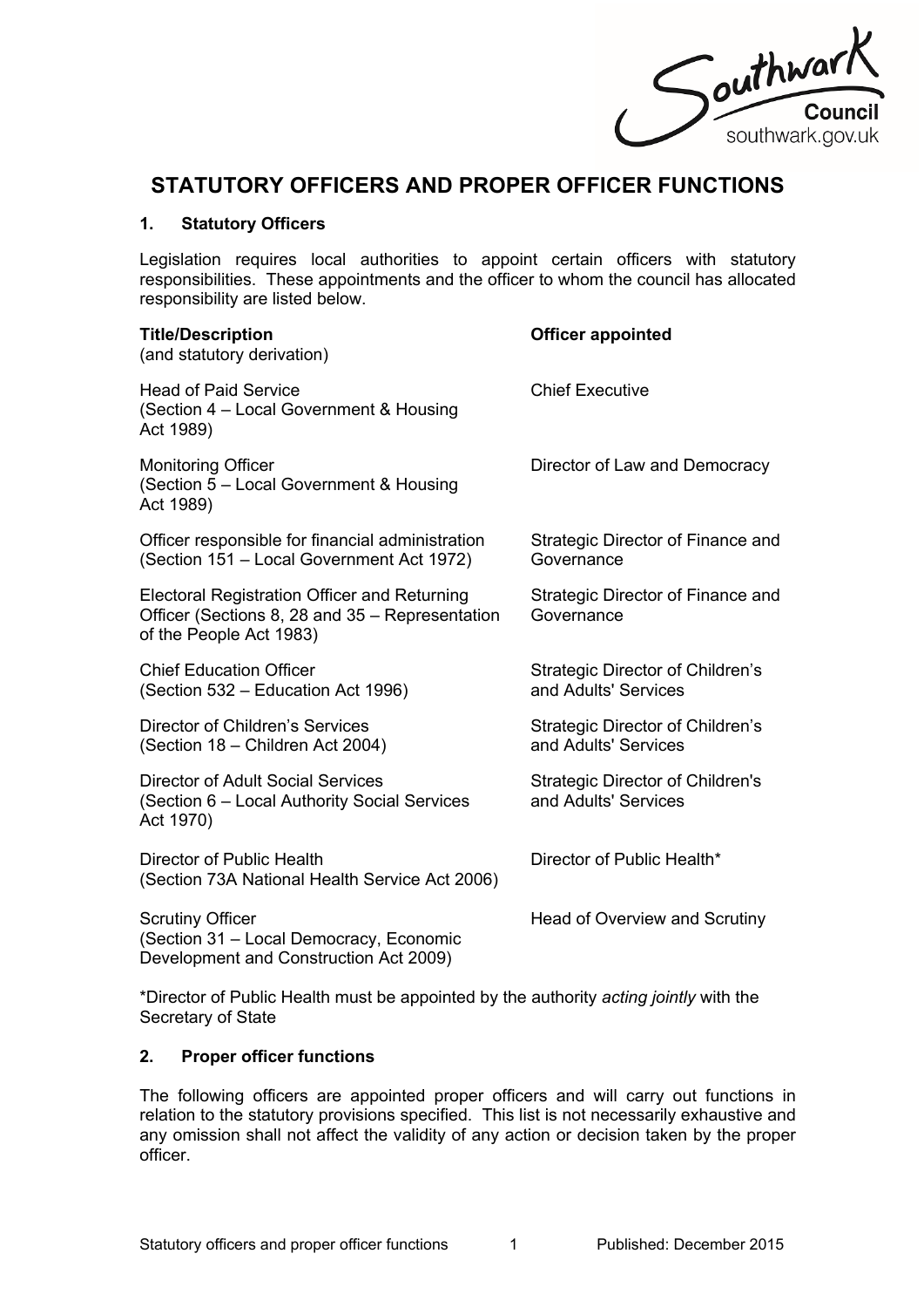# STATUTORY OFFICERS AND PROPER OFFICER FUNCTIONS

## 1. Statutory Officers

Legislation requires local authorities to appoint certain officers with statutory responsibilities. These appointments and the officer to whom the council has allocated responsibility are listed below.

| **Title/Description** (and statutory derivation) | **Officer appointed** |
|---|---|
| Head of Paid Service (Section 4 – Local Government & Housing Act 1989) | Chief Executive |
| Monitoring Officer (Section 5 – Local Government & Housing Act 1989) | Director of Law and Democracy |
| Officer responsible for financial administration (Section 151 – Local Government Act 1972) | Strategic Director of Finance and Governance |
| Electoral Registration Officer and Returning Officer (Sections 8, 28 and 35 – Representation of the People Act 1983) | Strategic Director of Finance and Governance |
| Chief Education Officer (Section 532 – Education Act 1996) | Strategic Director of Children's and Adults' Services |
| Director of Children's Services (Section 18 – Children Act 2004) | Strategic Director of Children's and Adults' Services |
| Director of Adult Social Services (Section 6 – Local Authority Social Services Act 1970) | Strategic Director of Children's and Adults' Services |
| Director of Public Health (Section 73A National Health Service Act 2006) | Director of Public Health* |
| Scrutiny Officer (Section 31 – Local Democracy, Economic Development and Construction Act 2009) | Head of Overview and Scrutiny |

*Director of Public Health must be appointed by the authority *acting jointly* with the Secretary of State

## 2. Proper officer functions

The following officers are appointed proper officers and will carry out functions in relation to the statutory provisions specified. This list is not necessarily exhaustive and any omission shall not affect the validity of any action or decision taken by the proper officer.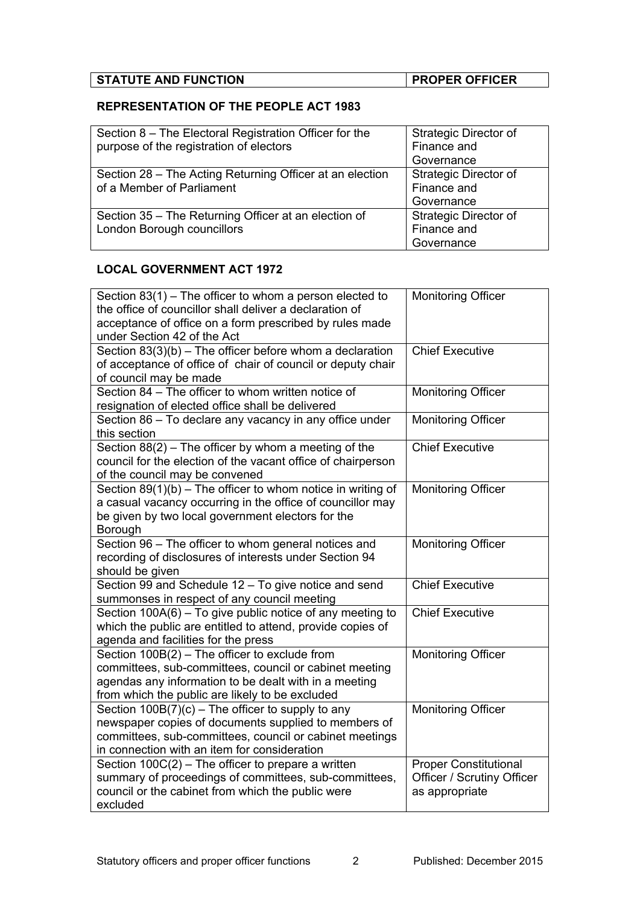| STATUTE AND FUNCTION | PROPER OFFICER |
|---|---|

## REPRESENTATION OF THE PEOPLE ACT 1983

| STATUTE AND FUNCTION | PROPER OFFICER |
|---|---|
| Section 8 – The Electoral Registration Officer for the purpose of the registration of electors | Strategic Director of Finance and Governance |
| Section 28 – The Acting Returning Officer at an election of a Member of Parliament | Strategic Director of Finance and Governance |
| Section 35 – The Returning Officer at an election of London Borough councillors | Strategic Director of Finance and Governance |

## LOCAL GOVERNMENT ACT 1972

| STATUTE AND FUNCTION | PROPER OFFICER |
|---|---|
| Section 83(1) – The officer to whom a person elected to the office of councillor shall deliver a declaration of acceptance of office on a form prescribed by rules made under Section 42 of the Act | Monitoring Officer |
| Section 83(3)(b) – The officer before whom a declaration of acceptance of office of chair of council or deputy chair of council may be made | Chief Executive |
| Section 84 – The officer to whom written notice of resignation of elected office shall be delivered | Monitoring Officer |
| Section 86 – To declare any vacancy in any office under this section | Monitoring Officer |
| Section 88(2) – The officer by whom a meeting of the council for the election of the vacant office of chairperson of the council may be convened | Chief Executive |
| Section 89(1)(b) – The officer to whom notice in writing of a casual vacancy occurring in the office of councillor may be given by two local government electors for the Borough | Monitoring Officer |
| Section 96 – The officer to whom general notices and recording of disclosures of interests under Section 94 should be given | Monitoring Officer |
| Section 99 and Schedule 12 – To give notice and send summonses in respect of any council meeting | Chief Executive |
| Section 100A(6) – To give public notice of any meeting to which the public are entitled to attend, provide copies of agenda and facilities for the press | Chief Executive |
| Section 100B(2) – The officer to exclude from committees, sub-committees, council or cabinet meeting agendas any information to be dealt with in a meeting from which the public are likely to be excluded | Monitoring Officer |
| Section 100B(7)(c) – The officer to supply to any newspaper copies of documents supplied to members of committees, sub-committees, council or cabinet meetings in connection with an item for consideration | Monitoring Officer |
| Section 100C(2) – The officer to prepare a written summary of proceedings of committees, sub-committees, council or the cabinet from which the public were excluded | Proper Constitutional Officer / Scrutiny Officer as appropriate |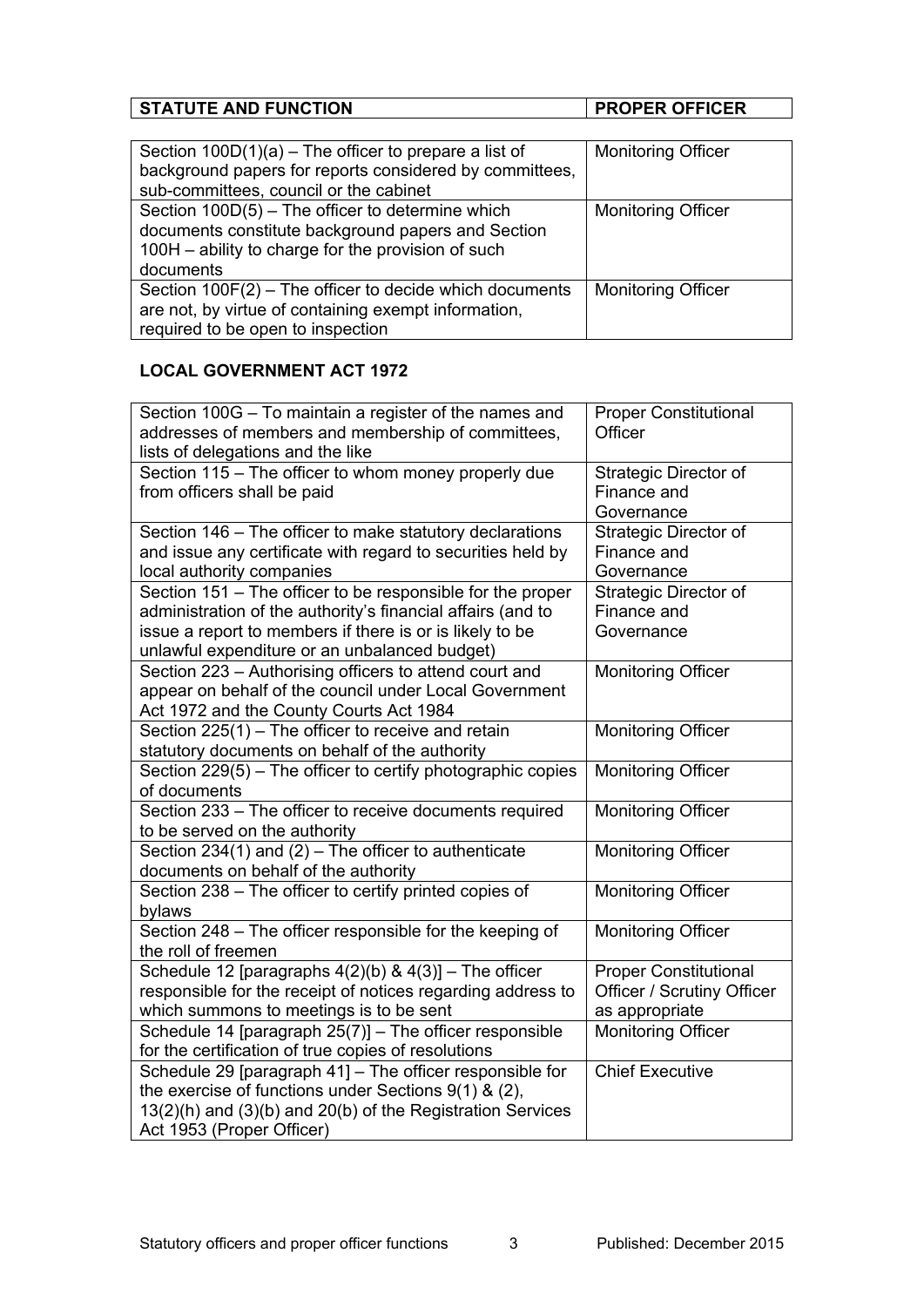| STATUTE AND FUNCTION | PROPER OFFICER |
|---|---|
| Section 100D(1)(a) – The officer to prepare a list of background papers for reports considered by committees, sub-committees, council or the cabinet | Monitoring Officer |
| Section 100D(5) – The officer to determine which documents constitute background papers and Section 100H – ability to charge for the provision of such documents | Monitoring Officer |
| Section 100F(2) – The officer to decide which documents are not, by virtue of containing exempt information, required to be open to inspection | Monitoring Officer |

**LOCAL GOVERNMENT ACT 1972**

| STATUTE AND FUNCTION | PROPER OFFICER |
|---|---|
| Section 100G – To maintain a register of the names and addresses of members and membership of committees, lists of delegations and the like | Proper Constitutional Officer |
| Section 115 – The officer to whom money properly due from officers shall be paid | Strategic Director of Finance and Governance |
| Section 146 – The officer to make statutory declarations and issue any certificate with regard to securities held by local authority companies | Strategic Director of Finance and Governance |
| Section 151 – The officer to be responsible for the proper administration of the authority's financial affairs (and to issue a report to members if there is or is likely to be unlawful expenditure or an unbalanced budget) | Strategic Director of Finance and Governance |
| Section 223 – Authorising officers to attend court and appear on behalf of the council under Local Government Act 1972 and the County Courts Act 1984 | Monitoring Officer |
| Section 225(1) – The officer to receive and retain statutory documents on behalf of the authority | Monitoring Officer |
| Section 229(5) – The officer to certify photographic copies of documents | Monitoring Officer |
| Section 233 – The officer to receive documents required to be served on the authority | Monitoring Officer |
| Section 234(1) and (2) – The officer to authenticate documents on behalf of the authority | Monitoring Officer |
| Section 238 – The officer to certify printed copies of bylaws | Monitoring Officer |
| Section 248 – The officer responsible for the keeping of the roll of freemen | Monitoring Officer |
| Schedule 12 [paragraphs 4(2)(b) & 4(3)] – The officer responsible for the receipt of notices regarding address to which summons to meetings is to be sent | Proper Constitutional Officer / Scrutiny Officer as appropriate |
| Schedule 14 [paragraph 25(7)] – The officer responsible for the certification of true copies of resolutions | Monitoring Officer |
| Schedule 29 [paragraph 41] – The officer responsible for the exercise of functions under Sections 9(1) & (2), 13(2)(h) and (3)(b) and 20(b) of the Registration Services Act 1953 (Proper Officer) | Chief Executive |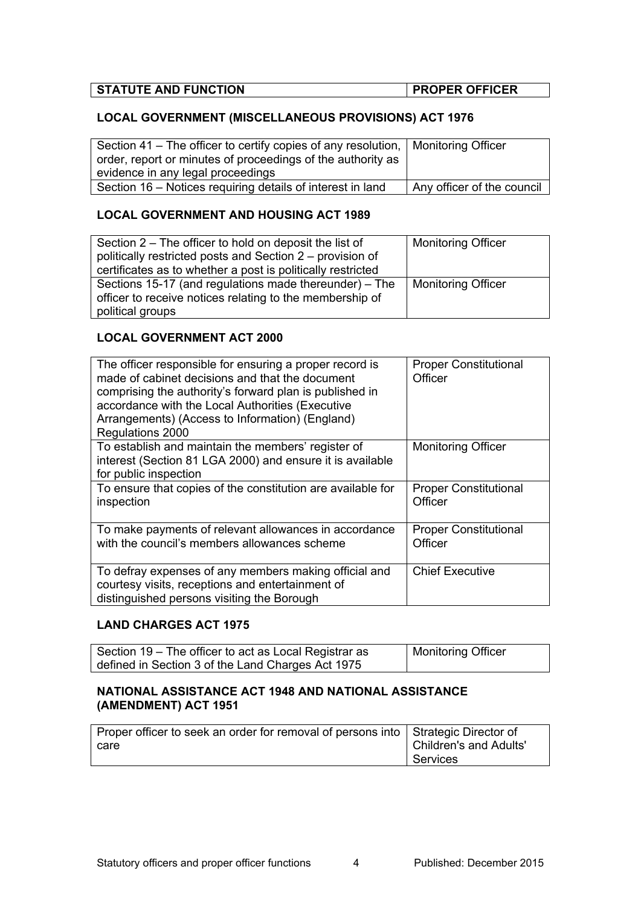| STATUTE AND FUNCTION | PROPER OFFICER |
|---|---|

## LOCAL GOVERNMENT (MISCELLANEOUS PROVISIONS) ACT 1976

| | |
|---|---|
| Section 41 – The officer to certify copies of any resolution, order, report or minutes of proceedings of the authority as evidence in any legal proceedings | Monitoring Officer |
| Section 16 – Notices requiring details of interest in land | Any officer of the council |

## LOCAL GOVERNMENT AND HOUSING ACT 1989

| | |
|---|---|
| Section 2 – The officer to hold on deposit the list of politically restricted posts and Section 2 – provision of certificates as to whether a post is politically restricted | Monitoring Officer |
| Sections 15-17 (and regulations made thereunder) – The officer to receive notices relating to the membership of political groups | Monitoring Officer |

## LOCAL GOVERNMENT ACT 2000

| | |
|---|---|
| The officer responsible for ensuring a proper record is made of cabinet decisions and that the document comprising the authority's forward plan is published in accordance with the Local Authorities (Executive Arrangements) (Access to Information) (England) Regulations 2000 | Proper Constitutional Officer |
| To establish and maintain the members' register of interest (Section 81 LGA 2000) and ensure it is available for public inspection | Monitoring Officer |
| To ensure that copies of the constitution are available for inspection | Proper Constitutional Officer |
| To make payments of relevant allowances in accordance with the council's members allowances scheme | Proper Constitutional Officer |
| To defray expenses of any members making official and courtesy visits, receptions and entertainment of distinguished persons visiting the Borough | Chief Executive |

## LAND CHARGES ACT 1975

| | |
|---|---|
| Section 19 – The officer to act as Local Registrar as defined in Section 3 of the Land Charges Act 1975 | Monitoring Officer |

## NATIONAL ASSISTANCE ACT 1948 AND NATIONAL ASSISTANCE (AMENDMENT) ACT 1951

| | |
|---|---|
| Proper officer to seek an order for removal of persons into care | Strategic Director of Children's and Adults' Services |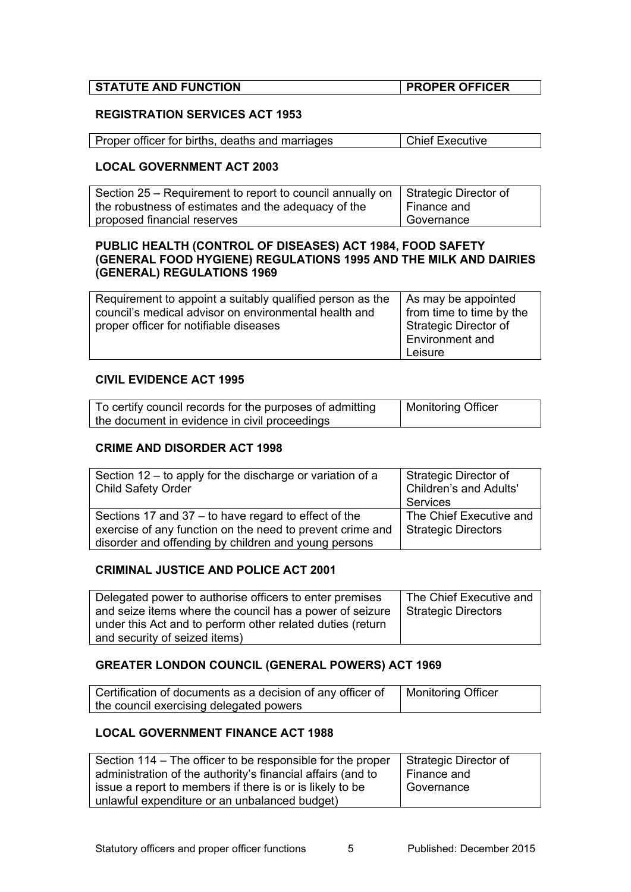| STATUTE AND FUNCTION | PROPER OFFICER |
|---|---|

**REGISTRATION SERVICES ACT 1953**

| | |
|---|---|
| Proper officer for births, deaths and marriages | Chief Executive |

**LOCAL GOVERNMENT ACT 2003**

| | |
|---|---|
| Section 25 – Requirement to report to council annually on the robustness of estimates and the adequacy of the proposed financial reserves | Strategic Director of Finance and Governance |

**PUBLIC HEALTH (CONTROL OF DISEASES) ACT 1984, FOOD SAFETY (GENERAL FOOD HYGIENE) REGULATIONS 1995 AND THE MILK AND DAIRIES (GENERAL) REGULATIONS 1969**

| | |
|---|---|
| Requirement to appoint a suitably qualified person as the council's medical advisor on environmental health and proper officer for notifiable diseases | As may be appointed from time to time by the Strategic Director of Environment and Leisure |

**CIVIL EVIDENCE ACT 1995**

| | |
|---|---|
| To certify council records for the purposes of admitting the document in evidence in civil proceedings | Monitoring Officer |

**CRIME AND DISORDER ACT 1998**

| | |
|---|---|
| Section 12 – to apply for the discharge or variation of a Child Safety Order | Strategic Director of Children's and Adults' Services |
| Sections 17 and 37 – to have regard to effect of the exercise of any function on the need to prevent crime and disorder and offending by children and young persons | The Chief Executive and Strategic Directors |

**CRIMINAL JUSTICE AND POLICE ACT 2001**

| | |
|---|---|
| Delegated power to authorise officers to enter premises and seize items where the council has a power of seizure under this Act and to perform other related duties (return and security of seized items) | The Chief Executive and Strategic Directors |

**GREATER LONDON COUNCIL (GENERAL POWERS) ACT 1969**

| | |
|---|---|
| Certification of documents as a decision of any officer of the council exercising delegated powers | Monitoring Officer |

**LOCAL GOVERNMENT FINANCE ACT 1988**

| | |
|---|---|
| Section 114 – The officer to be responsible for the proper administration of the authority's financial affairs (and to issue a report to members if there is or is likely to be unlawful expenditure or an unbalanced budget) | Strategic Director of Finance and Governance |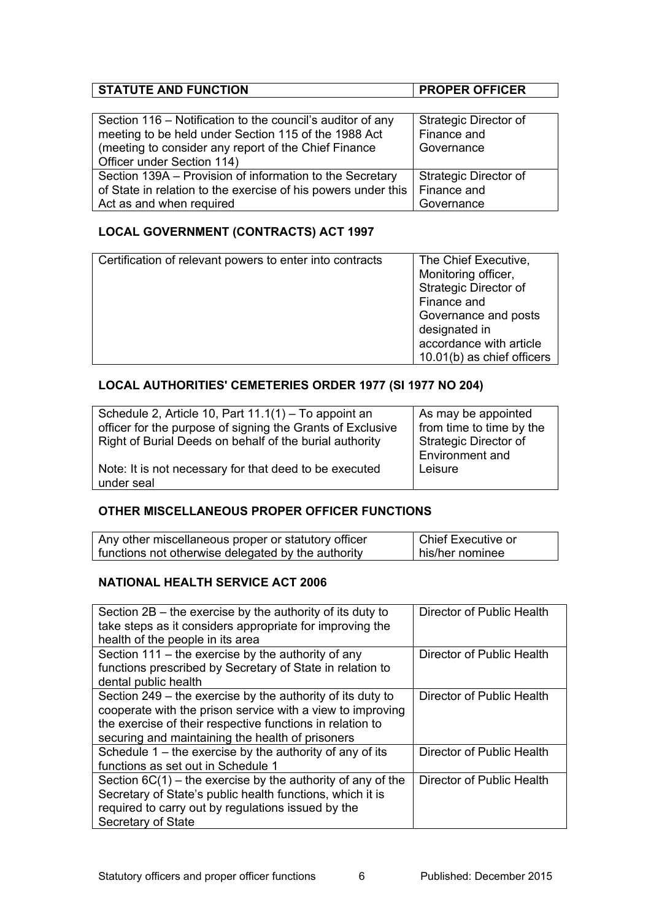| STATUTE AND FUNCTION | PROPER OFFICER |
|---|---|
| Section 116 – Notification to the council's auditor of any meeting to be held under Section 115 of the 1988 Act (meeting to consider any report of the Chief Finance Officer under Section 114) | Strategic Director of Finance and Governance |
| Section 139A – Provision of information to the Secretary of State in relation to the exercise of his powers under this Act as and when required | Strategic Director of Finance and Governance |

## LOCAL GOVERNMENT (CONTRACTS) ACT 1997

| | |
|---|---|
| Certification of relevant powers to enter into contracts | The Chief Executive, Monitoring officer, Strategic Director of Finance and Governance and posts designated in accordance with article 10.01(b) as chief officers |

## LOCAL AUTHORITIES' CEMETERIES ORDER 1977 (SI 1977 NO 204)

| | |
|---|---|
| Schedule 2, Article 10, Part 11.1(1) – To appoint an officer for the purpose of signing the Grants of Exclusive Right of Burial Deeds on behalf of the burial authority<br><br>Note: It is not necessary for that deed to be executed under seal | As may be appointed from time to time by the Strategic Director of Environment and Leisure |

## OTHER MISCELLANEOUS PROPER OFFICER FUNCTIONS

| | |
|---|---|
| Any other miscellaneous proper or statutory officer functions not otherwise delegated by the authority | Chief Executive or his/her nominee |

## NATIONAL HEALTH SERVICE ACT 2006

| | |
|---|---|
| Section 2B – the exercise by the authority of its duty to take steps as it considers appropriate for improving the health of the people in its area | Director of Public Health |
| Section 111 – the exercise by the authority of any functions prescribed by Secretary of State in relation to dental public health | Director of Public Health |
| Section 249 – the exercise by the authority of its duty to cooperate with the prison service with a view to improving the exercise of their respective functions in relation to securing and maintaining the health of prisoners | Director of Public Health |
| Schedule 1 – the exercise by the authority of any of its functions as set out in Schedule 1 | Director of Public Health |
| Section 6C(1) – the exercise by the authority of any of the Secretary of State's public health functions, which it is required to carry out by regulations issued by the Secretary of State | Director of Public Health |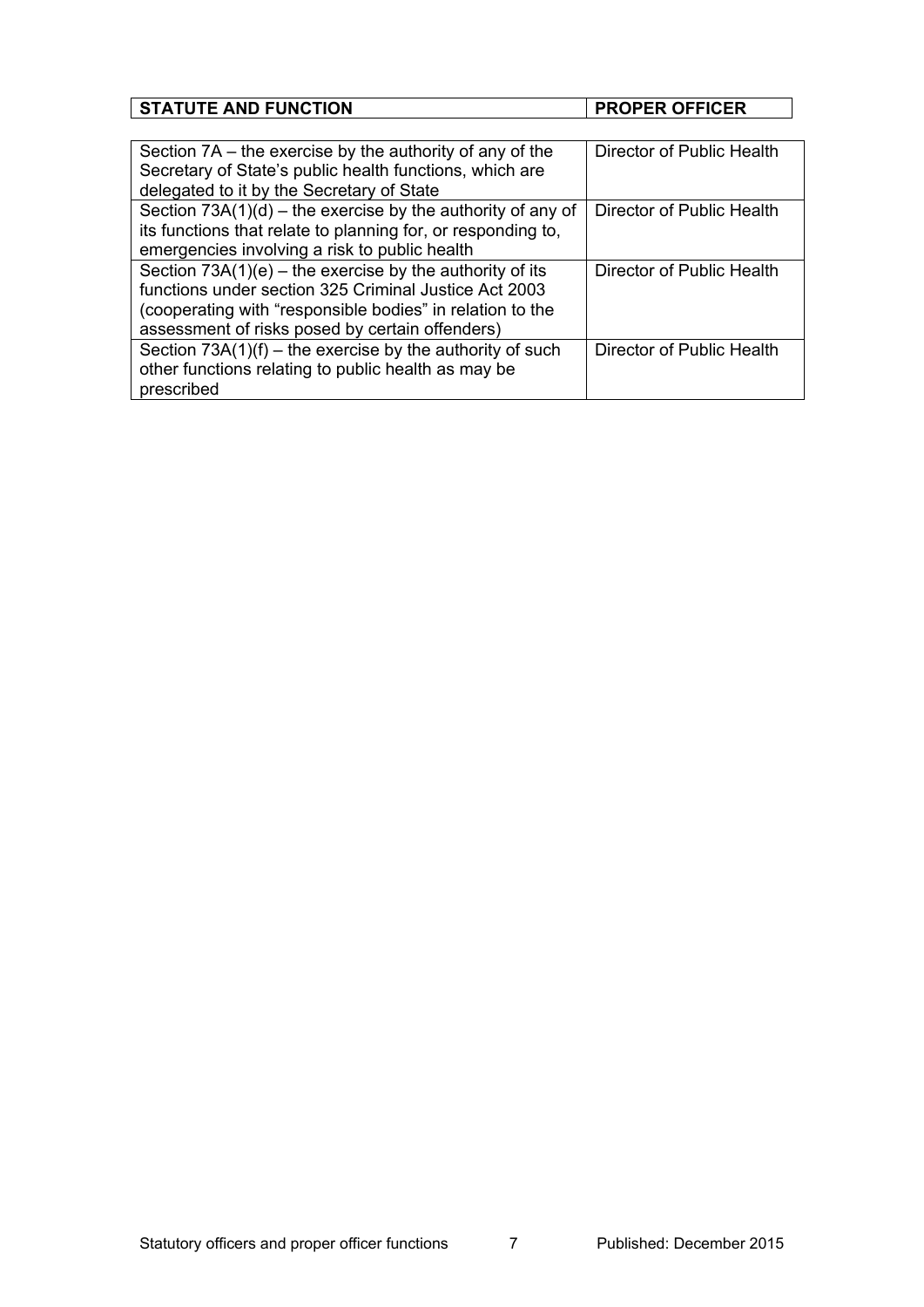| STATUTE AND FUNCTION | PROPER OFFICER |
|---|---|
| Section 7A – the exercise by the authority of any of the Secretary of State's public health functions, which are delegated to it by the Secretary of State | Director of Public Health |
| Section 73A(1)(d) – the exercise by the authority of any of its functions that relate to planning for, or responding to, emergencies involving a risk to public health | Director of Public Health |
| Section 73A(1)(e) – the exercise by the authority of its functions under section 325 Criminal Justice Act 2003 (cooperating with "responsible bodies" in relation to the assessment of risks posed by certain offenders) | Director of Public Health |
| Section 73A(1)(f) – the exercise by the authority of such other functions relating to public health as may be prescribed | Director of Public Health |